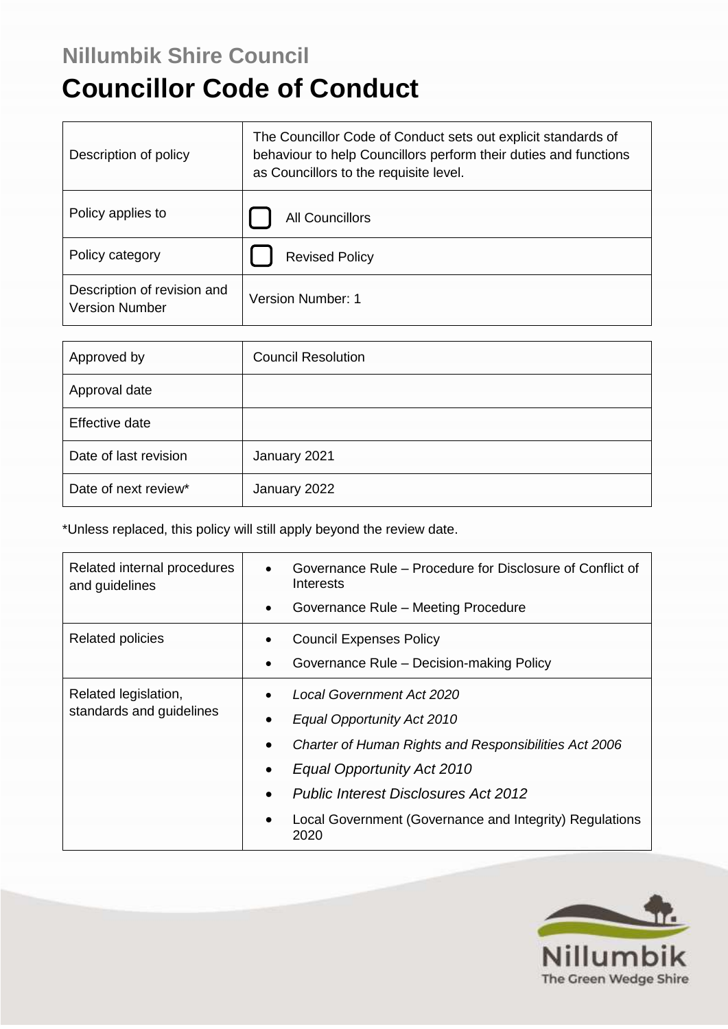## Nillumbik Shire Council

# Councillor Code of Conduct

| | |
|---|---|
| Description of policy | The Councillor Code of Conduct sets out explicit standards of behaviour to help Councillors perform their duties and functions as Councillors to the requisite level. |
| Policy applies to | ☐ All Councillors |
| Policy category | ☐ Revised Policy |
| Description of revision and Version Number | Version Number: 1 |

| | |
|---|---|
| Approved by | Council Resolution |
| Approval date | |
| Effective date | |
| Date of last revision | January 2021 |
| Date of next review* | January 2022 |

*Unless replaced, this policy will still apply beyond the review date.

| | |
|---|---|
| Related internal procedures and guidelines | • Governance Rule – Procedure for Disclosure of Conflict of Interests<br>• Governance Rule – Meeting Procedure |
| Related policies | • Council Expenses Policy<br>• Governance Rule – Decision-making Policy |
| Related legislation, standards and guidelines | • *Local Government Act 2020*<br>• *Equal Opportunity Act 2010*<br>• *Charter of Human Rights and Responsibilities Act 2006*<br>• *Equal Opportunity Act 2010*<br>• *Public Interest Disclosures Act 2012*<br>• Local Government (Governance and Integrity) Regulations 2020 |

Nillumbik
The Green Wedge Shire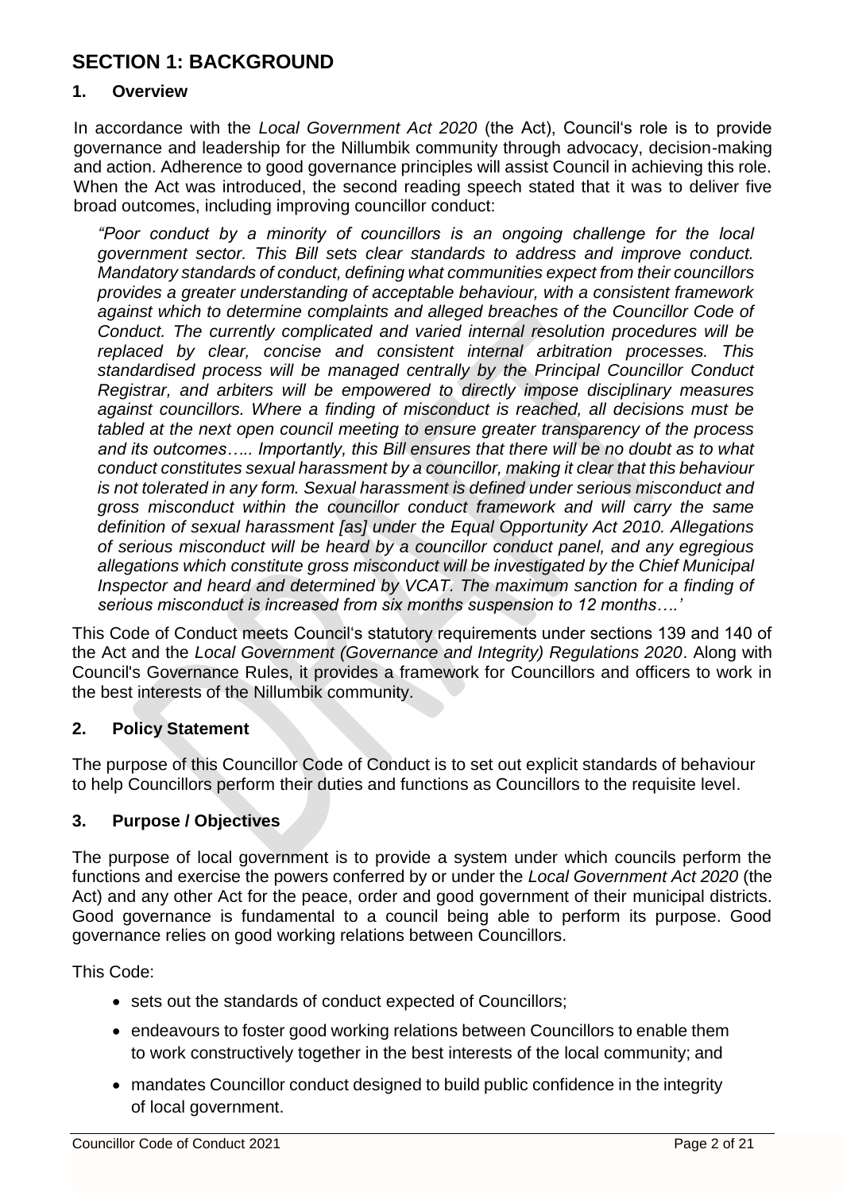# SECTION 1: BACKGROUND

## 1. Overview

In accordance with the *Local Government Act 2020* (the Act), Council's role is to provide governance and leadership for the Nillumbik community through advocacy, decision-making and action. Adherence to good governance principles will assist Council in achieving this role. When the Act was introduced, the second reading speech stated that it was to deliver five broad outcomes, including improving councillor conduct:

> *"Poor conduct by a minority of councillors is an ongoing challenge for the local government sector. This Bill sets clear standards to address and improve conduct. Mandatory standards of conduct, defining what communities expect from their councillors provides a greater understanding of acceptable behaviour, with a consistent framework against which to determine complaints and alleged breaches of the Councillor Code of Conduct. The currently complicated and varied internal resolution procedures will be replaced by clear, concise and consistent internal arbitration processes. This standardised process will be managed centrally by the Principal Councillor Conduct Registrar, and arbiters will be empowered to directly impose disciplinary measures against councillors. Where a finding of misconduct is reached, all decisions must be tabled at the next open council meeting to ensure greater transparency of the process and its outcomes….. Importantly, this Bill ensures that there will be no doubt as to what conduct constitutes sexual harassment by a councillor, making it clear that this behaviour is not tolerated in any form. Sexual harassment is defined under serious misconduct and gross misconduct within the councillor conduct framework and will carry the same definition of sexual harassment [as] under the Equal Opportunity Act 2010. Allegations of serious misconduct will be heard by a councillor conduct panel, and any egregious allegations which constitute gross misconduct will be investigated by the Chief Municipal Inspector and heard and determined by VCAT. The maximum sanction for a finding of serious misconduct is increased from six months suspension to 12 months….'*

This Code of Conduct meets Council's statutory requirements under sections 139 and 140 of the Act and the *Local Government (Governance and Integrity) Regulations 2020*. Along with Council's Governance Rules, it provides a framework for Councillors and officers to work in the best interests of the Nillumbik community.

## 2. Policy Statement

The purpose of this Councillor Code of Conduct is to set out explicit standards of behaviour to help Councillors perform their duties and functions as Councillors to the requisite level.

## 3. Purpose / Objectives

The purpose of local government is to provide a system under which councils perform the functions and exercise the powers conferred by or under the *Local Government Act 2020* (the Act) and any other Act for the peace, order and good government of their municipal districts. Good governance is fundamental to a council being able to perform its purpose. Good governance relies on good working relations between Councillors.

This Code:

- sets out the standards of conduct expected of Councillors;
- endeavours to foster good working relations between Councillors to enable them to work constructively together in the best interests of the local community; and
- mandates Councillor conduct designed to build public confidence in the integrity of local government.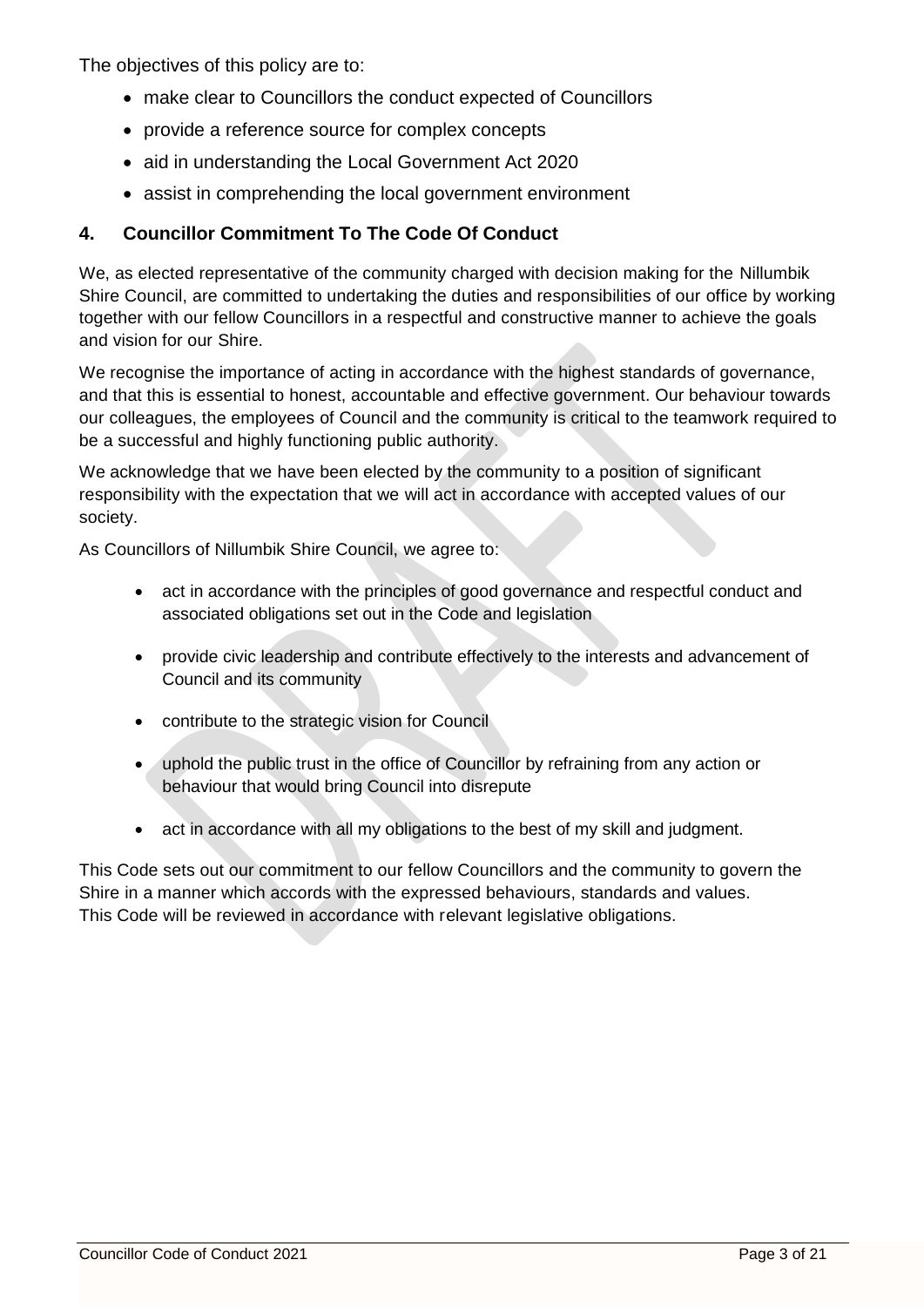The objectives of this policy are to:

- make clear to Councillors the conduct expected of Councillors
- provide a reference source for complex concepts
- aid in understanding the Local Government Act 2020
- assist in comprehending the local government environment

## 4. Councillor Commitment To The Code Of Conduct

We, as elected representative of the community charged with decision making for the Nillumbik Shire Council, are committed to undertaking the duties and responsibilities of our office by working together with our fellow Councillors in a respectful and constructive manner to achieve the goals and vision for our Shire.

We recognise the importance of acting in accordance with the highest standards of governance, and that this is essential to honest, accountable and effective government. Our behaviour towards our colleagues, the employees of Council and the community is critical to the teamwork required to be a successful and highly functioning public authority.

We acknowledge that we have been elected by the community to a position of significant responsibility with the expectation that we will act in accordance with accepted values of our society.

As Councillors of Nillumbik Shire Council, we agree to:

- act in accordance with the principles of good governance and respectful conduct and associated obligations set out in the Code and legislation
- provide civic leadership and contribute effectively to the interests and advancement of Council and its community
- contribute to the strategic vision for Council
- uphold the public trust in the office of Councillor by refraining from any action or behaviour that would bring Council into disrepute
- act in accordance with all my obligations to the best of my skill and judgment.

This Code sets out our commitment to our fellow Councillors and the community to govern the Shire in a manner which accords with the expressed behaviours, standards and values.
This Code will be reviewed in accordance with relevant legislative obligations.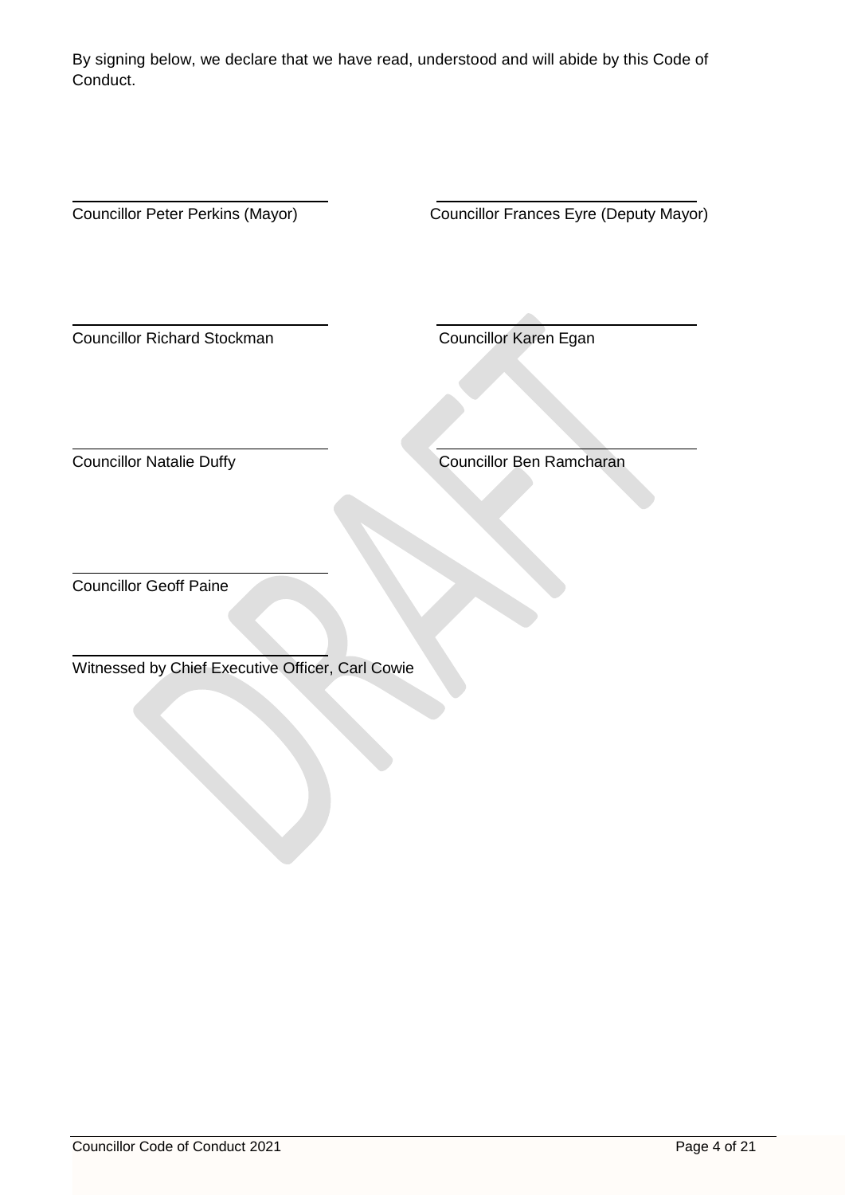By signing below, we declare that we have read, understood and will abide by this Code of Conduct.

| | |
|---|---|
| \_\_\_\_\_\_\_\_\_\_\_\_\_\_\_\_\_\_\_\_\_\_\_\_\_\_\_\_ | \_\_\_\_\_\_\_\_\_\_\_\_\_\_\_\_\_\_\_\_\_\_\_\_\_\_\_\_ |
| Councillor Peter Perkins (Mayor) | Councillor Frances Eyre (Deputy Mayor) |
| \_\_\_\_\_\_\_\_\_\_\_\_\_\_\_\_\_\_\_\_\_\_\_\_\_\_\_\_ | \_\_\_\_\_\_\_\_\_\_\_\_\_\_\_\_\_\_\_\_\_\_\_\_\_\_\_\_ |
| Councillor Richard Stockman | Councillor Karen Egan |
| \_\_\_\_\_\_\_\_\_\_\_\_\_\_\_\_\_\_\_\_\_\_\_\_\_\_\_\_ | \_\_\_\_\_\_\_\_\_\_\_\_\_\_\_\_\_\_\_\_\_\_\_\_\_\_\_\_ |
| Councillor Natalie Duffy | Councillor Ben Ramcharan |
| \_\_\_\_\_\_\_\_\_\_\_\_\_\_\_\_\_\_\_\_\_\_\_\_\_\_\_\_ | |
| Councillor Geoff Paine | |

\_\_\_\_\_\_\_\_\_\_\_\_\_\_\_\_\_\_\_\_\_\_\_\_\_\_\_\_

Witnessed by Chief Executive Officer, Carl Cowie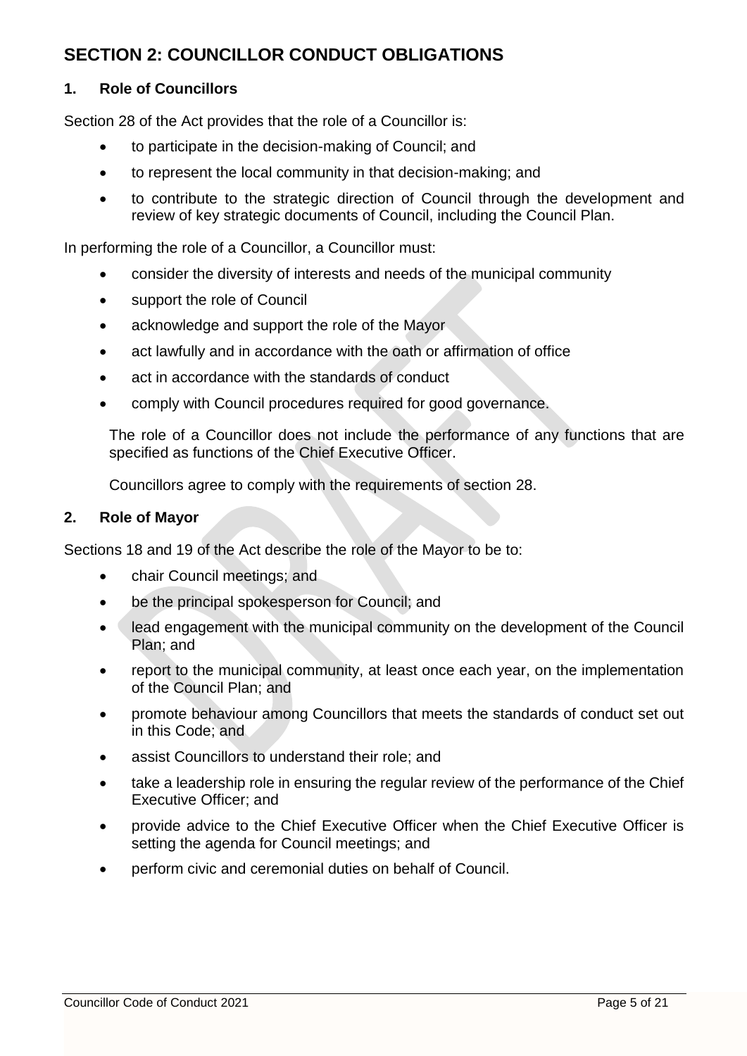## SECTION 2: COUNCILLOR CONDUCT OBLIGATIONS

### 1. Role of Councillors

Section 28 of the Act provides that the role of a Councillor is:

- to participate in the decision-making of Council; and
- to represent the local community in that decision-making; and
- to contribute to the strategic direction of Council through the development and review of key strategic documents of Council, including the Council Plan.

In performing the role of a Councillor, a Councillor must:

- consider the diversity of interests and needs of the municipal community
- support the role of Council
- acknowledge and support the role of the Mayor
- act lawfully and in accordance with the oath or affirmation of office
- act in accordance with the standards of conduct
- comply with Council procedures required for good governance.

The role of a Councillor does not include the performance of any functions that are specified as functions of the Chief Executive Officer.

Councillors agree to comply with the requirements of section 28.

### 2. Role of Mayor

Sections 18 and 19 of the Act describe the role of the Mayor to be to:

- chair Council meetings; and
- be the principal spokesperson for Council; and
- lead engagement with the municipal community on the development of the Council Plan; and
- report to the municipal community, at least once each year, on the implementation of the Council Plan; and
- promote behaviour among Councillors that meets the standards of conduct set out in this Code; and
- assist Councillors to understand their role; and
- take a leadership role in ensuring the regular review of the performance of the Chief Executive Officer; and
- provide advice to the Chief Executive Officer when the Chief Executive Officer is setting the agenda for Council meetings; and
- perform civic and ceremonial duties on behalf of Council.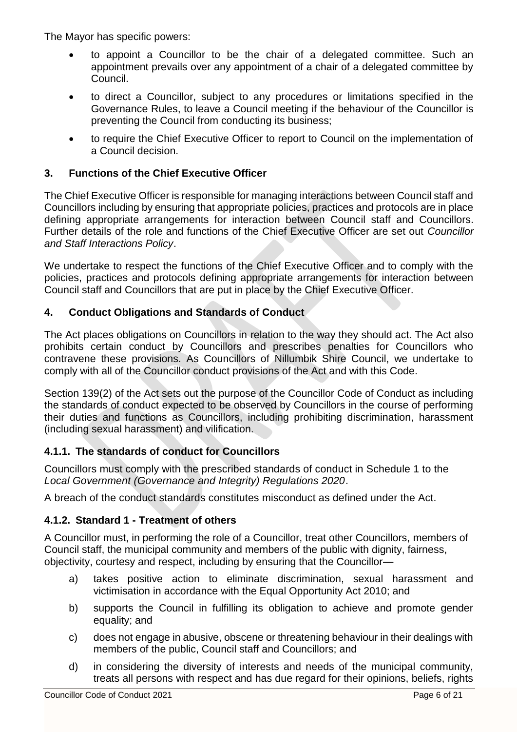The Mayor has specific powers:

- to appoint a Councillor to be the chair of a delegated committee. Such an appointment prevails over any appointment of a chair of a delegated committee by Council.
- to direct a Councillor, subject to any procedures or limitations specified in the Governance Rules, to leave a Council meeting if the behaviour of the Councillor is preventing the Council from conducting its business;
- to require the Chief Executive Officer to report to Council on the implementation of a Council decision.

## 3. Functions of the Chief Executive Officer

The Chief Executive Officer is responsible for managing interactions between Council staff and Councillors including by ensuring that appropriate policies, practices and protocols are in place defining appropriate arrangements for interaction between Council staff and Councillors. Further details of the role and functions of the Chief Executive Officer are set out *Councillor and Staff Interactions Policy*.

We undertake to respect the functions of the Chief Executive Officer and to comply with the policies, practices and protocols defining appropriate arrangements for interaction between Council staff and Councillors that are put in place by the Chief Executive Officer.

## 4. Conduct Obligations and Standards of Conduct

The Act places obligations on Councillors in relation to the way they should act. The Act also prohibits certain conduct by Councillors and prescribes penalties for Councillors who contravene these provisions. As Councillors of Nillumbik Shire Council, we undertake to comply with all of the Councillor conduct provisions of the Act and with this Code.

Section 139(2) of the Act sets out the purpose of the Councillor Code of Conduct as including the standards of conduct expected to be observed by Councillors in the course of performing their duties and functions as Councillors, including prohibiting discrimination, harassment (including sexual harassment) and vilification.

### 4.1.1. The standards of conduct for Councillors

Councillors must comply with the prescribed standards of conduct in Schedule 1 to the *Local Government (Governance and Integrity) Regulations 2020*.

A breach of the conduct standards constitutes misconduct as defined under the Act.

### 4.1.2. Standard 1 - Treatment of others

A Councillor must, in performing the role of a Councillor, treat other Councillors, members of Council staff, the municipal community and members of the public with dignity, fairness, objectivity, courtesy and respect, including by ensuring that the Councillor—

a) takes positive action to eliminate discrimination, sexual harassment and victimisation in accordance with the Equal Opportunity Act 2010; and

b) supports the Council in fulfilling its obligation to achieve and promote gender equality; and

c) does not engage in abusive, obscene or threatening behaviour in their dealings with members of the public, Council staff and Councillors; and

d) in considering the diversity of interests and needs of the municipal community, treats all persons with respect and has due regard for their opinions, beliefs, rights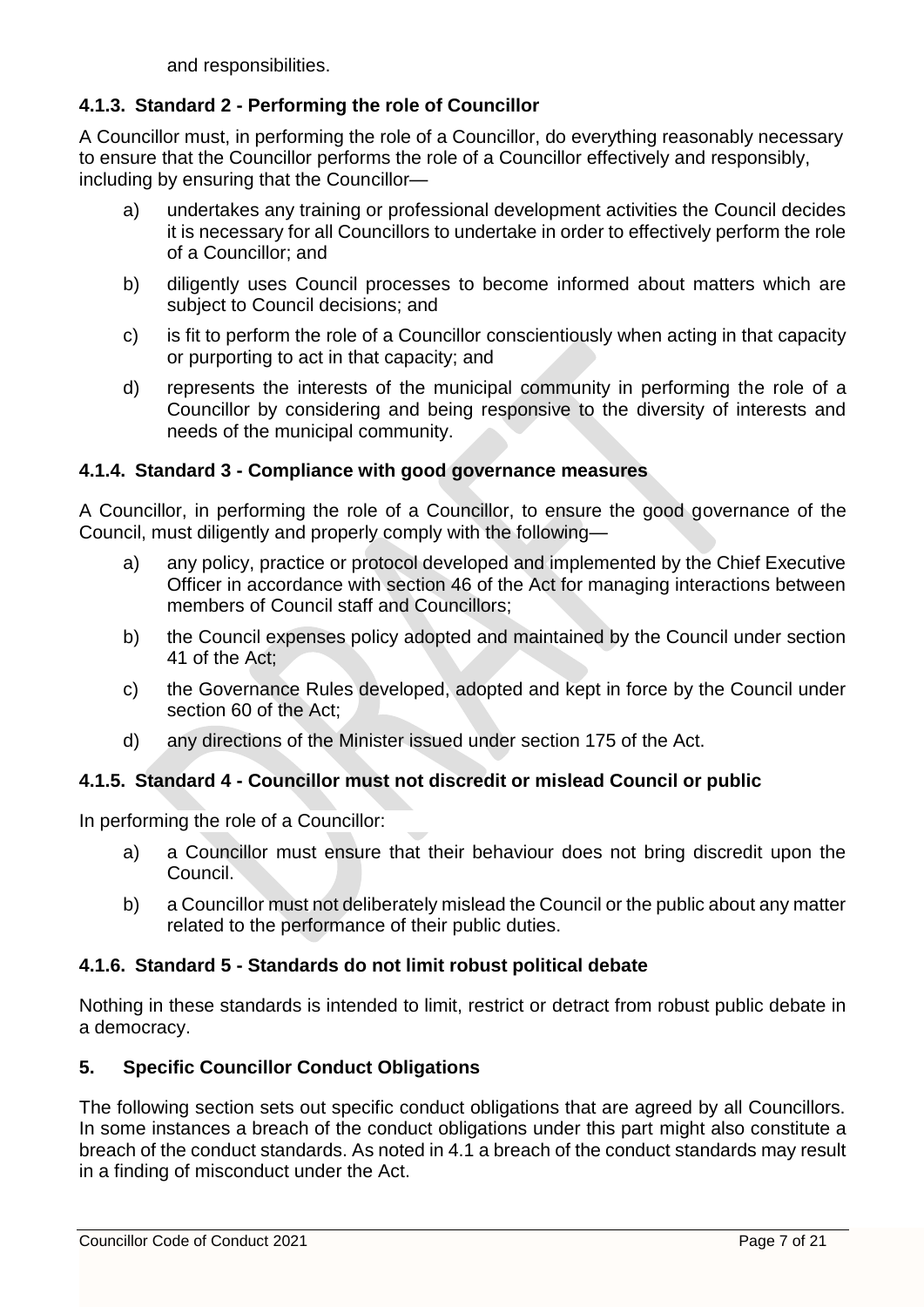and responsibilities.

### 4.1.3. Standard 2 - Performing the role of Councillor

A Councillor must, in performing the role of a Councillor, do everything reasonably necessary to ensure that the Councillor performs the role of a Councillor effectively and responsibly, including by ensuring that the Councillor—

a) undertakes any training or professional development activities the Council decides it is necessary for all Councillors to undertake in order to effectively perform the role of a Councillor; and

b) diligently uses Council processes to become informed about matters which are subject to Council decisions; and

c) is fit to perform the role of a Councillor conscientiously when acting in that capacity or purporting to act in that capacity; and

d) represents the interests of the municipal community in performing the role of a Councillor by considering and being responsive to the diversity of interests and needs of the municipal community.

### 4.1.4. Standard 3 - Compliance with good governance measures

A Councillor, in performing the role of a Councillor, to ensure the good governance of the Council, must diligently and properly comply with the following—

a) any policy, practice or protocol developed and implemented by the Chief Executive Officer in accordance with section 46 of the Act for managing interactions between members of Council staff and Councillors;

b) the Council expenses policy adopted and maintained by the Council under section 41 of the Act;

c) the Governance Rules developed, adopted and kept in force by the Council under section 60 of the Act;

d) any directions of the Minister issued under section 175 of the Act.

### 4.1.5. Standard 4 - Councillor must not discredit or mislead Council or public

In performing the role of a Councillor:

a) a Councillor must ensure that their behaviour does not bring discredit upon the Council.

b) a Councillor must not deliberately mislead the Council or the public about any matter related to the performance of their public duties.

### 4.1.6. Standard 5 - Standards do not limit robust political debate

Nothing in these standards is intended to limit, restrict or detract from robust public debate in a democracy.

## 5. Specific Councillor Conduct Obligations

The following section sets out specific conduct obligations that are agreed by all Councillors. In some instances a breach of the conduct obligations under this part might also constitute a breach of the conduct standards. As noted in 4.1 a breach of the conduct standards may result in a finding of misconduct under the Act.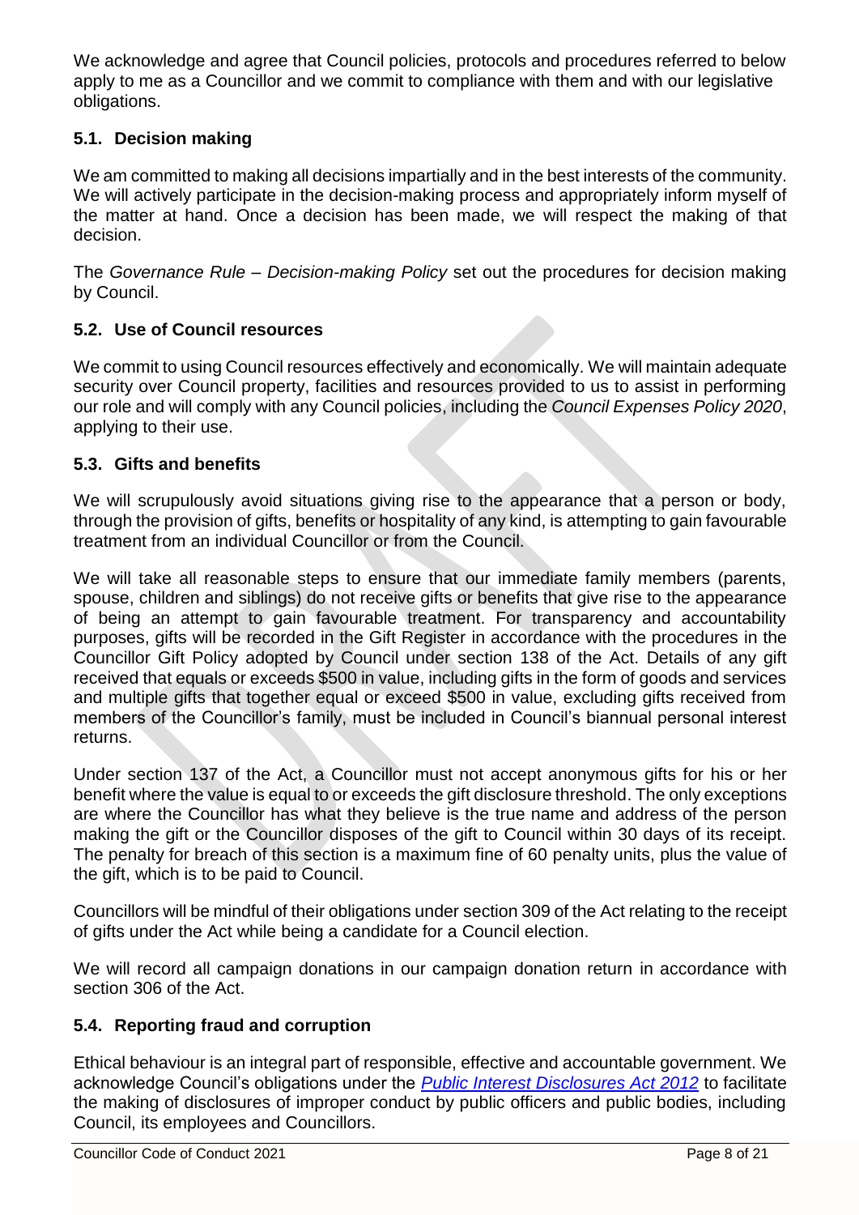We acknowledge and agree that Council policies, protocols and procedures referred to below apply to me as a Councillor and we commit to compliance with them and with our legislative obligations.

### 5.1. Decision making

We am committed to making all decisions impartially and in the best interests of the community. We will actively participate in the decision-making process and appropriately inform myself of the matter at hand. Once a decision has been made, we will respect the making of that decision.

The *Governance Rule – Decision-making Policy* set out the procedures for decision making by Council.

### 5.2. Use of Council resources

We commit to using Council resources effectively and economically. We will maintain adequate security over Council property, facilities and resources provided to us to assist in performing our role and will comply with any Council policies, including the *Council Expenses Policy 2020*, applying to their use.

### 5.3. Gifts and benefits

We will scrupulously avoid situations giving rise to the appearance that a person or body, through the provision of gifts, benefits or hospitality of any kind, is attempting to gain favourable treatment from an individual Councillor or from the Council.

We will take all reasonable steps to ensure that our immediate family members (parents, spouse, children and siblings) do not receive gifts or benefits that give rise to the appearance of being an attempt to gain favourable treatment. For transparency and accountability purposes, gifts will be recorded in the Gift Register in accordance with the procedures in the Councillor Gift Policy adopted by Council under section 138 of the Act. Details of any gift received that equals or exceeds $500 in value, including gifts in the form of goods and services and multiple gifts that together equal or exceed $500 in value, excluding gifts received from members of the Councillor's family, must be included in Council's biannual personal interest returns.

Under section 137 of the Act, a Councillor must not accept anonymous gifts for his or her benefit where the value is equal to or exceeds the gift disclosure threshold. The only exceptions are where the Councillor has what they believe is the true name and address of the person making the gift or the Councillor disposes of the gift to Council within 30 days of its receipt. The penalty for breach of this section is a maximum fine of 60 penalty units, plus the value of the gift, which is to be paid to Council.

Councillors will be mindful of their obligations under section 309 of the Act relating to the receipt of gifts under the Act while being a candidate for a Council election.

We will record all campaign donations in our campaign donation return in accordance with section 306 of the Act.

### 5.4. Reporting fraud and corruption

Ethical behaviour is an integral part of responsible, effective and accountable government. We acknowledge Council's obligations under the *Public Interest Disclosures Act 2012* to facilitate the making of disclosures of improper conduct by public officers and public bodies, including Council, its employees and Councillors.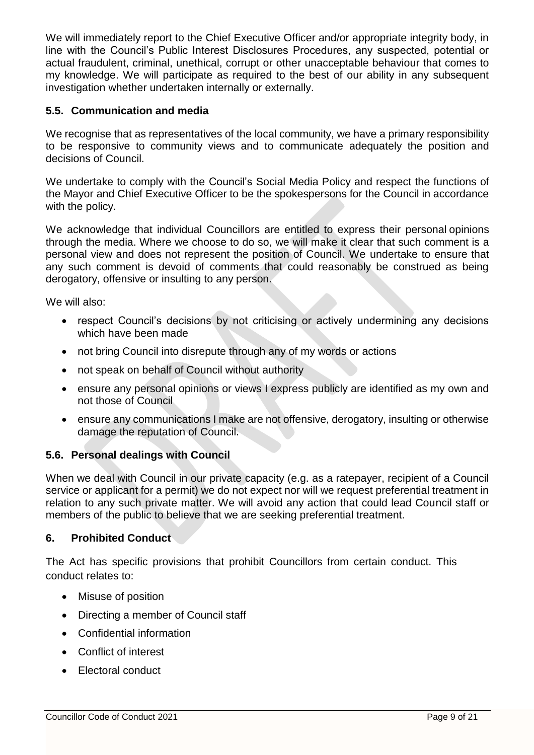We will immediately report to the Chief Executive Officer and/or appropriate integrity body, in line with the Council's Public Interest Disclosures Procedures, any suspected, potential or actual fraudulent, criminal, unethical, corrupt or other unacceptable behaviour that comes to my knowledge. We will participate as required to the best of our ability in any subsequent investigation whether undertaken internally or externally.

### 5.5. Communication and media

We recognise that as representatives of the local community, we have a primary responsibility to be responsive to community views and to communicate adequately the position and decisions of Council.

We undertake to comply with the Council's Social Media Policy and respect the functions of the Mayor and Chief Executive Officer to be the spokespersons for the Council in accordance with the policy.

We acknowledge that individual Councillors are entitled to express their personal opinions through the media. Where we choose to do so, we will make it clear that such comment is a personal view and does not represent the position of Council. We undertake to ensure that any such comment is devoid of comments that could reasonably be construed as being derogatory, offensive or insulting to any person.

We will also:

- respect Council's decisions by not criticising or actively undermining any decisions which have been made
- not bring Council into disrepute through any of my words or actions
- not speak on behalf of Council without authority
- ensure any personal opinions or views I express publicly are identified as my own and not those of Council
- ensure any communications I make are not offensive, derogatory, insulting or otherwise damage the reputation of Council.

### 5.6. Personal dealings with Council

When we deal with Council in our private capacity (e.g. as a ratepayer, recipient of a Council service or applicant for a permit) we do not expect nor will we request preferential treatment in relation to any such private matter. We will avoid any action that could lead Council staff or members of the public to believe that we are seeking preferential treatment.

## 6. Prohibited Conduct

The Act has specific provisions that prohibit Councillors from certain conduct. This conduct relates to:

- Misuse of position
- Directing a member of Council staff
- Confidential information
- Conflict of interest
- Electoral conduct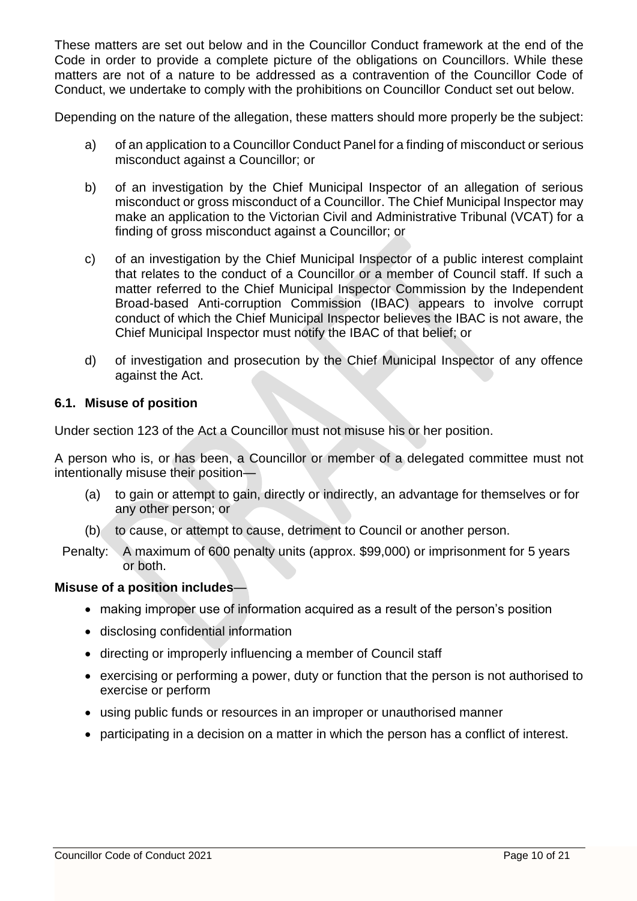These matters are set out below and in the Councillor Conduct framework at the end of the Code in order to provide a complete picture of the obligations on Councillors. While these matters are not of a nature to be addressed as a contravention of the Councillor Code of Conduct, we undertake to comply with the prohibitions on Councillor Conduct set out below.

Depending on the nature of the allegation, these matters should more properly be the subject:

a) of an application to a Councillor Conduct Panel for a finding of misconduct or serious misconduct against a Councillor; or

b) of an investigation by the Chief Municipal Inspector of an allegation of serious misconduct or gross misconduct of a Councillor. The Chief Municipal Inspector may make an application to the Victorian Civil and Administrative Tribunal (VCAT) for a finding of gross misconduct against a Councillor; or

c) of an investigation by the Chief Municipal Inspector of a public interest complaint that relates to the conduct of a Councillor or a member of Council staff. If such a matter referred to the Chief Municipal Inspector Commission by the Independent Broad-based Anti-corruption Commission (IBAC) appears to involve corrupt conduct of which the Chief Municipal Inspector believes the IBAC is not aware, the Chief Municipal Inspector must notify the IBAC of that belief; or

d) of investigation and prosecution by the Chief Municipal Inspector of any offence against the Act.

### 6.1. Misuse of position

Under section 123 of the Act a Councillor must not misuse his or her position.

A person who is, or has been, a Councillor or member of a delegated committee must not intentionally misuse their position—

(a) to gain or attempt to gain, directly or indirectly, an advantage for themselves or for any other person; or

(b) to cause, or attempt to cause, detriment to Council or another person.

Penalty: A maximum of 600 penalty units (approx. $99,000) or imprisonment for 5 years or both.

**Misuse of a position includes**—

- making improper use of information acquired as a result of the person's position
- disclosing confidential information
- directing or improperly influencing a member of Council staff
- exercising or performing a power, duty or function that the person is not authorised to exercise or perform
- using public funds or resources in an improper or unauthorised manner
- participating in a decision on a matter in which the person has a conflict of interest.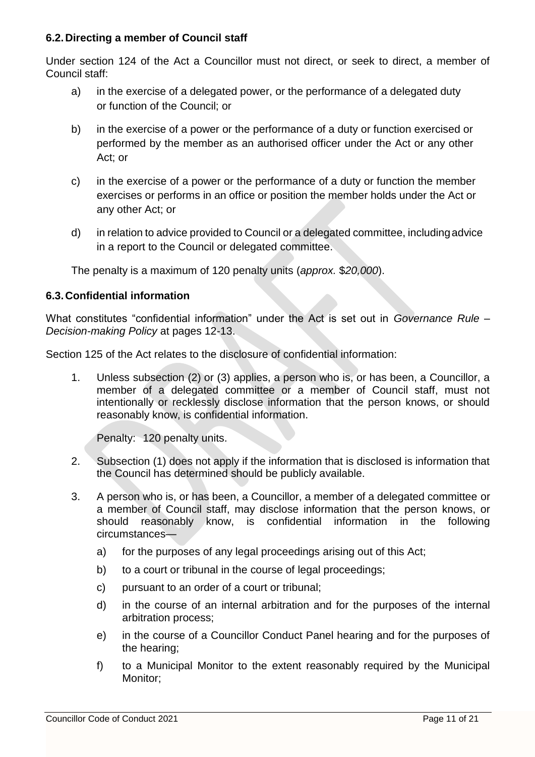### 6.2. Directing a member of Council staff

Under section 124 of the Act a Councillor must not direct, or seek to direct, a member of Council staff:

a) in the exercise of a delegated power, or the performance of a delegated duty or function of the Council; or

b) in the exercise of a power or the performance of a duty or function exercised or performed by the member as an authorised officer under the Act or any other Act; or

c) in the exercise of a power or the performance of a duty or function the member exercises or performs in an office or position the member holds under the Act or any other Act; or

d) in relation to advice provided to Council or a delegated committee, including advice in a report to the Council or delegated committee.

The penalty is a maximum of 120 penalty units (*approx.* $*20,000*).

### 6.3. Confidential information

What constitutes "confidential information" under the Act is set out in *Governance Rule – Decision-making Policy* at pages 12-13.

Section 125 of the Act relates to the disclosure of confidential information:

1. Unless subsection (2) or (3) applies, a person who is, or has been, a Councillor, a member of a delegated committee or a member of Council staff, must not intentionally or recklessly disclose information that the person knows, or should reasonably know, is confidential information.

   Penalty: 120 penalty units.

2. Subsection (1) does not apply if the information that is disclosed is information that the Council has determined should be publicly available.

3. A person who is, or has been, a Councillor, a member of a delegated committee or a member of Council staff, may disclose information that the person knows, or should reasonably know, is confidential information in the following circumstances—

   a) for the purposes of any legal proceedings arising out of this Act;

   b) to a court or tribunal in the course of legal proceedings;

   c) pursuant to an order of a court or tribunal;

   d) in the course of an internal arbitration and for the purposes of the internal arbitration process;

   e) in the course of a Councillor Conduct Panel hearing and for the purposes of the hearing;

   f) to a Municipal Monitor to the extent reasonably required by the Municipal Monitor;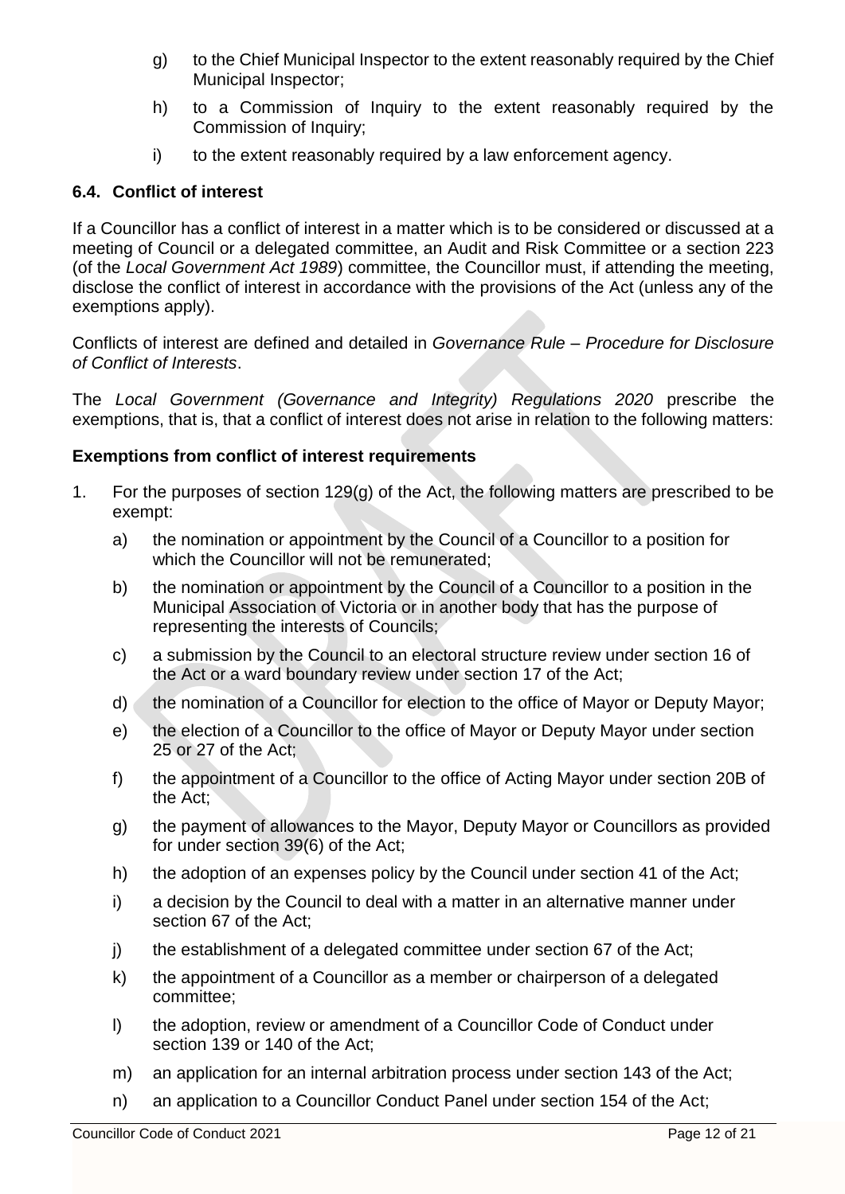g) to the Chief Municipal Inspector to the extent reasonably required by the Chief Municipal Inspector;

h) to a Commission of Inquiry to the extent reasonably required by the Commission of Inquiry;

i) to the extent reasonably required by a law enforcement agency.

### 6.4. Conflict of interest

If a Councillor has a conflict of interest in a matter which is to be considered or discussed at a meeting of Council or a delegated committee, an Audit and Risk Committee or a section 223 (of the *Local Government Act 1989*) committee, the Councillor must, if attending the meeting, disclose the conflict of interest in accordance with the provisions of the Act (unless any of the exemptions apply).

Conflicts of interest are defined and detailed in *Governance Rule – Procedure for Disclosure of Conflict of Interests*.

The *Local Government (Governance and Integrity) Regulations 2020* prescribe the exemptions, that is, that a conflict of interest does not arise in relation to the following matters:

**Exemptions from conflict of interest requirements**

1. For the purposes of section 129(g) of the Act, the following matters are prescribed to be exempt:

   a) the nomination or appointment by the Council of a Councillor to a position for which the Councillor will not be remunerated;

   b) the nomination or appointment by the Council of a Councillor to a position in the Municipal Association of Victoria or in another body that has the purpose of representing the interests of Councils;

   c) a submission by the Council to an electoral structure review under section 16 of the Act or a ward boundary review under section 17 of the Act;

   d) the nomination of a Councillor for election to the office of Mayor or Deputy Mayor;

   e) the election of a Councillor to the office of Mayor or Deputy Mayor under section 25 or 27 of the Act;

   f) the appointment of a Councillor to the office of Acting Mayor under section 20B of the Act;

   g) the payment of allowances to the Mayor, Deputy Mayor or Councillors as provided for under section 39(6) of the Act;

   h) the adoption of an expenses policy by the Council under section 41 of the Act;

   i) a decision by the Council to deal with a matter in an alternative manner under section 67 of the Act;

   j) the establishment of a delegated committee under section 67 of the Act;

   k) the appointment of a Councillor as a member or chairperson of a delegated committee;

   l) the adoption, review or amendment of a Councillor Code of Conduct under section 139 or 140 of the Act;

   m) an application for an internal arbitration process under section 143 of the Act;

   n) an application to a Councillor Conduct Panel under section 154 of the Act;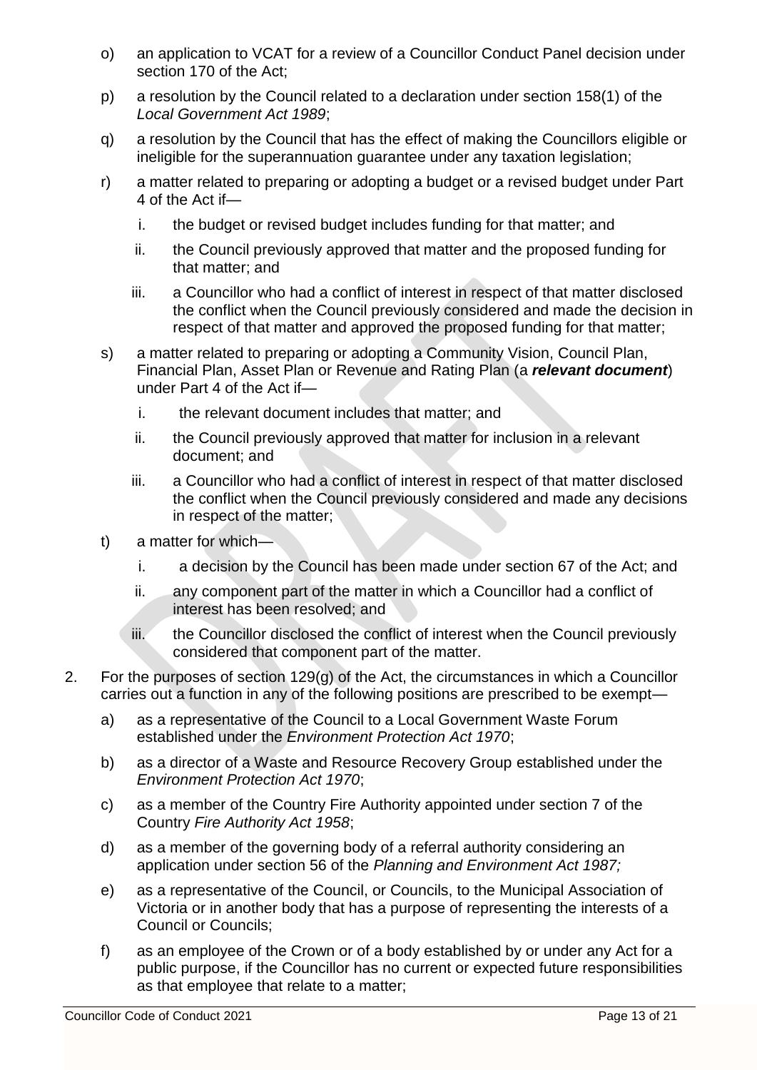o) an application to VCAT for a review of a Councillor Conduct Panel decision under section 170 of the Act;

p) a resolution by the Council related to a declaration under section 158(1) of the *Local Government Act 1989*;

q) a resolution by the Council that has the effect of making the Councillors eligible or ineligible for the superannuation guarantee under any taxation legislation;

r) a matter related to preparing or adopting a budget or a revised budget under Part 4 of the Act if—

   i. the budget or revised budget includes funding for that matter; and

   ii. the Council previously approved that matter and the proposed funding for that matter; and

   iii. a Councillor who had a conflict of interest in respect of that matter disclosed the conflict when the Council previously considered and made the decision in respect of that matter and approved the proposed funding for that matter;

s) a matter related to preparing or adopting a Community Vision, Council Plan, Financial Plan, Asset Plan or Revenue and Rating Plan (a ***relevant document***) under Part 4 of the Act if—

   i. the relevant document includes that matter; and

   ii. the Council previously approved that matter for inclusion in a relevant document; and

   iii. a Councillor who had a conflict of interest in respect of that matter disclosed the conflict when the Council previously considered and made any decisions in respect of the matter;

t) a matter for which—

   i. a decision by the Council has been made under section 67 of the Act; and

   ii. any component part of the matter in which a Councillor had a conflict of interest has been resolved; and

   iii. the Councillor disclosed the conflict of interest when the Council previously considered that component part of the matter.

2. For the purposes of section 129(g) of the Act, the circumstances in which a Councillor carries out a function in any of the following positions are prescribed to be exempt—

   a) as a representative of the Council to a Local Government Waste Forum established under the *Environment Protection Act 1970*;

   b) as a director of a Waste and Resource Recovery Group established under the *Environment Protection Act 1970*;

   c) as a member of the Country Fire Authority appointed under section 7 of the Country *Fire Authority Act 1958*;

   d) as a member of the governing body of a referral authority considering an application under section 56 of the *Planning and Environment Act 1987;*

   e) as a representative of the Council, or Councils, to the Municipal Association of Victoria or in another body that has a purpose of representing the interests of a Council or Councils;

   f) as an employee of the Crown or of a body established by or under any Act for a public purpose, if the Councillor has no current or expected future responsibilities as that employee that relate to a matter;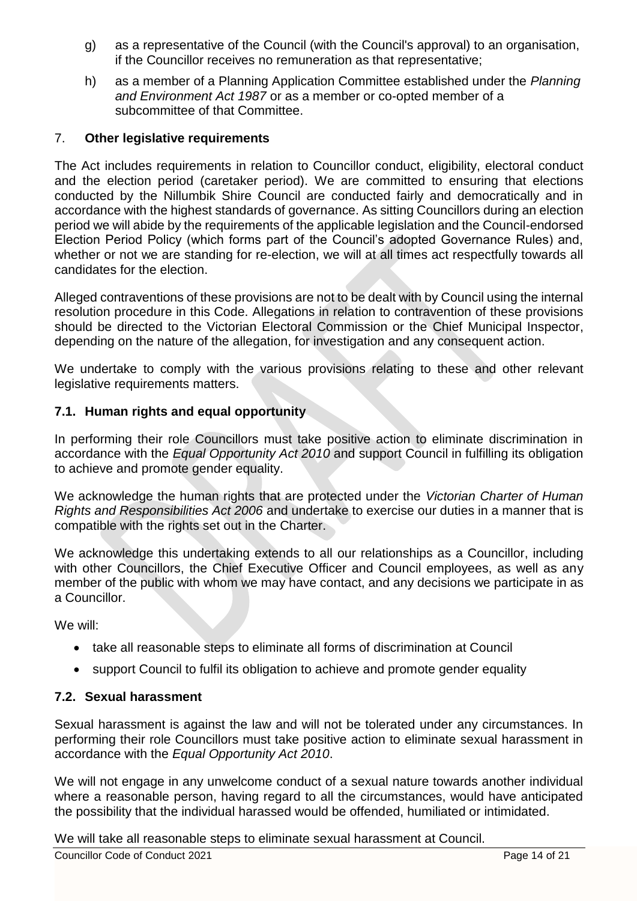g) as a representative of the Council (with the Council's approval) to an organisation, if the Councillor receives no remuneration as that representative;

h) as a member of a Planning Application Committee established under the *Planning and Environment Act 1987* or as a member or co-opted member of a subcommittee of that Committee.

## 7. **Other legislative requirements**

The Act includes requirements in relation to Councillor conduct, eligibility, electoral conduct and the election period (caretaker period). We are committed to ensuring that elections conducted by the Nillumbik Shire Council are conducted fairly and democratically and in accordance with the highest standards of governance. As sitting Councillors during an election period we will abide by the requirements of the applicable legislation and the Council-endorsed Election Period Policy (which forms part of the Council's adopted Governance Rules) and, whether or not we are standing for re-election, we will at all times act respectfully towards all candidates for the election.

Alleged contraventions of these provisions are not to be dealt with by Council using the internal resolution procedure in this Code. Allegations in relation to contravention of these provisions should be directed to the Victorian Electoral Commission or the Chief Municipal Inspector, depending on the nature of the allegation, for investigation and any consequent action.

We undertake to comply with the various provisions relating to these and other relevant legislative requirements matters.

### 7.1. Human rights and equal opportunity

In performing their role Councillors must take positive action to eliminate discrimination in accordance with the *Equal Opportunity Act 2010* and support Council in fulfilling its obligation to achieve and promote gender equality.

We acknowledge the human rights that are protected under the *Victorian Charter of Human Rights and Responsibilities Act 2006* and undertake to exercise our duties in a manner that is compatible with the rights set out in the Charter.

We acknowledge this undertaking extends to all our relationships as a Councillor, including with other Councillors, the Chief Executive Officer and Council employees, as well as any member of the public with whom we may have contact, and any decisions we participate in as a Councillor.

We will:

- take all reasonable steps to eliminate all forms of discrimination at Council
- support Council to fulfil its obligation to achieve and promote gender equality

### 7.2. Sexual harassment

Sexual harassment is against the law and will not be tolerated under any circumstances. In performing their role Councillors must take positive action to eliminate sexual harassment in accordance with the *Equal Opportunity Act 2010*.

We will not engage in any unwelcome conduct of a sexual nature towards another individual where a reasonable person, having regard to all the circumstances, would have anticipated the possibility that the individual harassed would be offended, humiliated or intimidated.

We will take all reasonable steps to eliminate sexual harassment at Council.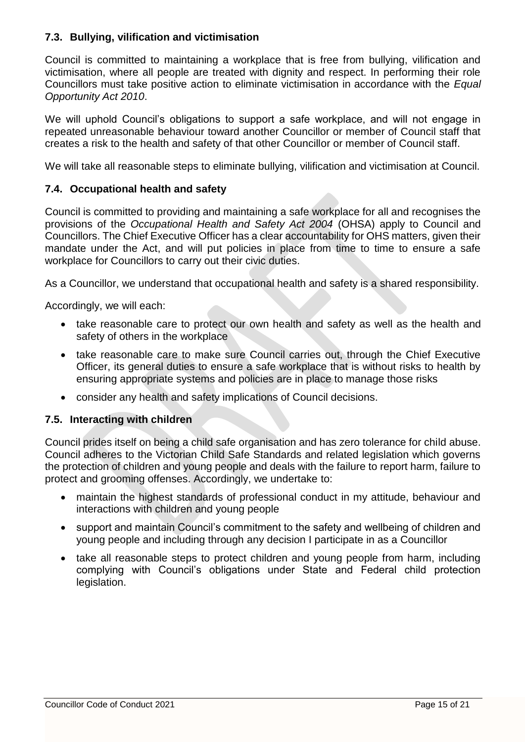### 7.3. Bullying, vilification and victimisation

Council is committed to maintaining a workplace that is free from bullying, vilification and victimisation, where all people are treated with dignity and respect. In performing their role Councillors must take positive action to eliminate victimisation in accordance with the *Equal Opportunity Act 2010*.

We will uphold Council's obligations to support a safe workplace, and will not engage in repeated unreasonable behaviour toward another Councillor or member of Council staff that creates a risk to the health and safety of that other Councillor or member of Council staff.

We will take all reasonable steps to eliminate bullying, vilification and victimisation at Council.

### 7.4. Occupational health and safety

Council is committed to providing and maintaining a safe workplace for all and recognises the provisions of the *Occupational Health and Safety Act 2004* (OHSA) apply to Council and Councillors. The Chief Executive Officer has a clear accountability for OHS matters, given their mandate under the Act, and will put policies in place from time to time to ensure a safe workplace for Councillors to carry out their civic duties.

As a Councillor, we understand that occupational health and safety is a shared responsibility.

Accordingly, we will each:

- take reasonable care to protect our own health and safety as well as the health and safety of others in the workplace
- take reasonable care to make sure Council carries out, through the Chief Executive Officer, its general duties to ensure a safe workplace that is without risks to health by ensuring appropriate systems and policies are in place to manage those risks
- consider any health and safety implications of Council decisions.

### 7.5. Interacting with children

Council prides itself on being a child safe organisation and has zero tolerance for child abuse. Council adheres to the Victorian Child Safe Standards and related legislation which governs the protection of children and young people and deals with the failure to report harm, failure to protect and grooming offenses. Accordingly, we undertake to:

- maintain the highest standards of professional conduct in my attitude, behaviour and interactions with children and young people
- support and maintain Council's commitment to the safety and wellbeing of children and young people and including through any decision I participate in as a Councillor
- take all reasonable steps to protect children and young people from harm, including complying with Council's obligations under State and Federal child protection legislation.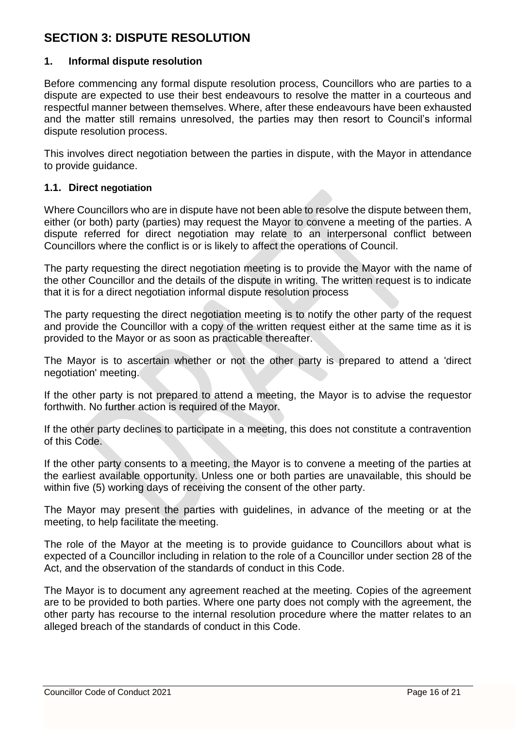# SECTION 3: DISPUTE RESOLUTION

## 1. Informal dispute resolution

Before commencing any formal dispute resolution process, Councillors who are parties to a dispute are expected to use their best endeavours to resolve the matter in a courteous and respectful manner between themselves. Where, after these endeavours have been exhausted and the matter still remains unresolved, the parties may then resort to Council's informal dispute resolution process.

This involves direct negotiation between the parties in dispute, with the Mayor in attendance to provide guidance.

### 1.1. Direct negotiation

Where Councillors who are in dispute have not been able to resolve the dispute between them, either (or both) party (parties) may request the Mayor to convene a meeting of the parties. A dispute referred for direct negotiation may relate to an interpersonal conflict between Councillors where the conflict is or is likely to affect the operations of Council.

The party requesting the direct negotiation meeting is to provide the Mayor with the name of the other Councillor and the details of the dispute in writing. The written request is to indicate that it is for a direct negotiation informal dispute resolution process

The party requesting the direct negotiation meeting is to notify the other party of the request and provide the Councillor with a copy of the written request either at the same time as it is provided to the Mayor or as soon as practicable thereafter.

The Mayor is to ascertain whether or not the other party is prepared to attend a 'direct negotiation' meeting.

If the other party is not prepared to attend a meeting, the Mayor is to advise the requestor forthwith. No further action is required of the Mayor.

If the other party declines to participate in a meeting, this does not constitute a contravention of this Code.

If the other party consents to a meeting, the Mayor is to convene a meeting of the parties at the earliest available opportunity. Unless one or both parties are unavailable, this should be within five (5) working days of receiving the consent of the other party.

The Mayor may present the parties with guidelines, in advance of the meeting or at the meeting, to help facilitate the meeting.

The role of the Mayor at the meeting is to provide guidance to Councillors about what is expected of a Councillor including in relation to the role of a Councillor under section 28 of the Act, and the observation of the standards of conduct in this Code.

The Mayor is to document any agreement reached at the meeting. Copies of the agreement are to be provided to both parties. Where one party does not comply with the agreement, the other party has recourse to the internal resolution procedure where the matter relates to an alleged breach of the standards of conduct in this Code.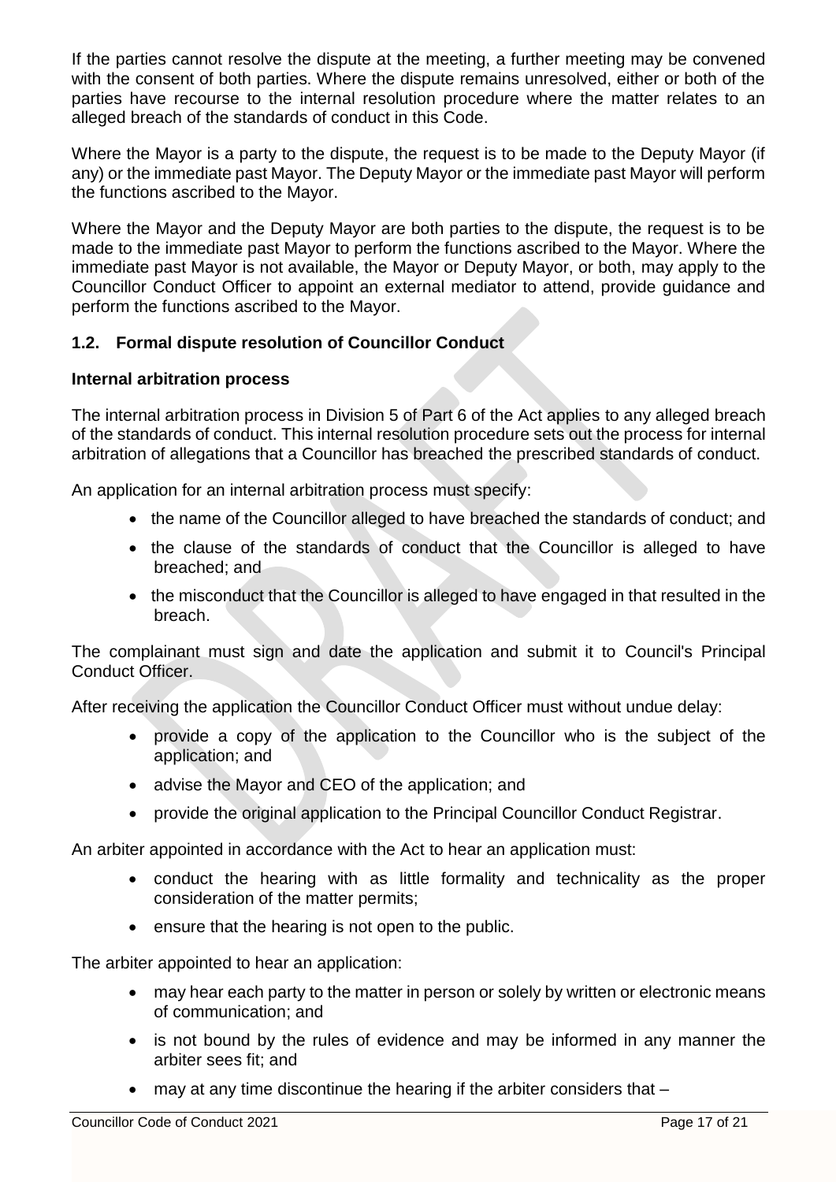If the parties cannot resolve the dispute at the meeting, a further meeting may be convened with the consent of both parties. Where the dispute remains unresolved, either or both of the parties have recourse to the internal resolution procedure where the matter relates to an alleged breach of the standards of conduct in this Code.

Where the Mayor is a party to the dispute, the request is to be made to the Deputy Mayor (if any) or the immediate past Mayor. The Deputy Mayor or the immediate past Mayor will perform the functions ascribed to the Mayor.

Where the Mayor and the Deputy Mayor are both parties to the dispute, the request is to be made to the immediate past Mayor to perform the functions ascribed to the Mayor. Where the immediate past Mayor is not available, the Mayor or Deputy Mayor, or both, may apply to the Councillor Conduct Officer to appoint an external mediator to attend, provide guidance and perform the functions ascribed to the Mayor.

### 1.2. Formal dispute resolution of Councillor Conduct

**Internal arbitration process**

The internal arbitration process in Division 5 of Part 6 of the Act applies to any alleged breach of the standards of conduct. This internal resolution procedure sets out the process for internal arbitration of allegations that a Councillor has breached the prescribed standards of conduct.

An application for an internal arbitration process must specify:

- the name of the Councillor alleged to have breached the standards of conduct; and
- the clause of the standards of conduct that the Councillor is alleged to have breached; and
- the misconduct that the Councillor is alleged to have engaged in that resulted in the breach.

The complainant must sign and date the application and submit it to Council's Principal Conduct Officer.

After receiving the application the Councillor Conduct Officer must without undue delay:

- provide a copy of the application to the Councillor who is the subject of the application; and
- advise the Mayor and CEO of the application; and
- provide the original application to the Principal Councillor Conduct Registrar.

An arbiter appointed in accordance with the Act to hear an application must:

- conduct the hearing with as little formality and technicality as the proper consideration of the matter permits;
- ensure that the hearing is not open to the public.

The arbiter appointed to hear an application:

- may hear each party to the matter in person or solely by written or electronic means of communication; and
- is not bound by the rules of evidence and may be informed in any manner the arbiter sees fit; and
- may at any time discontinue the hearing if the arbiter considers that –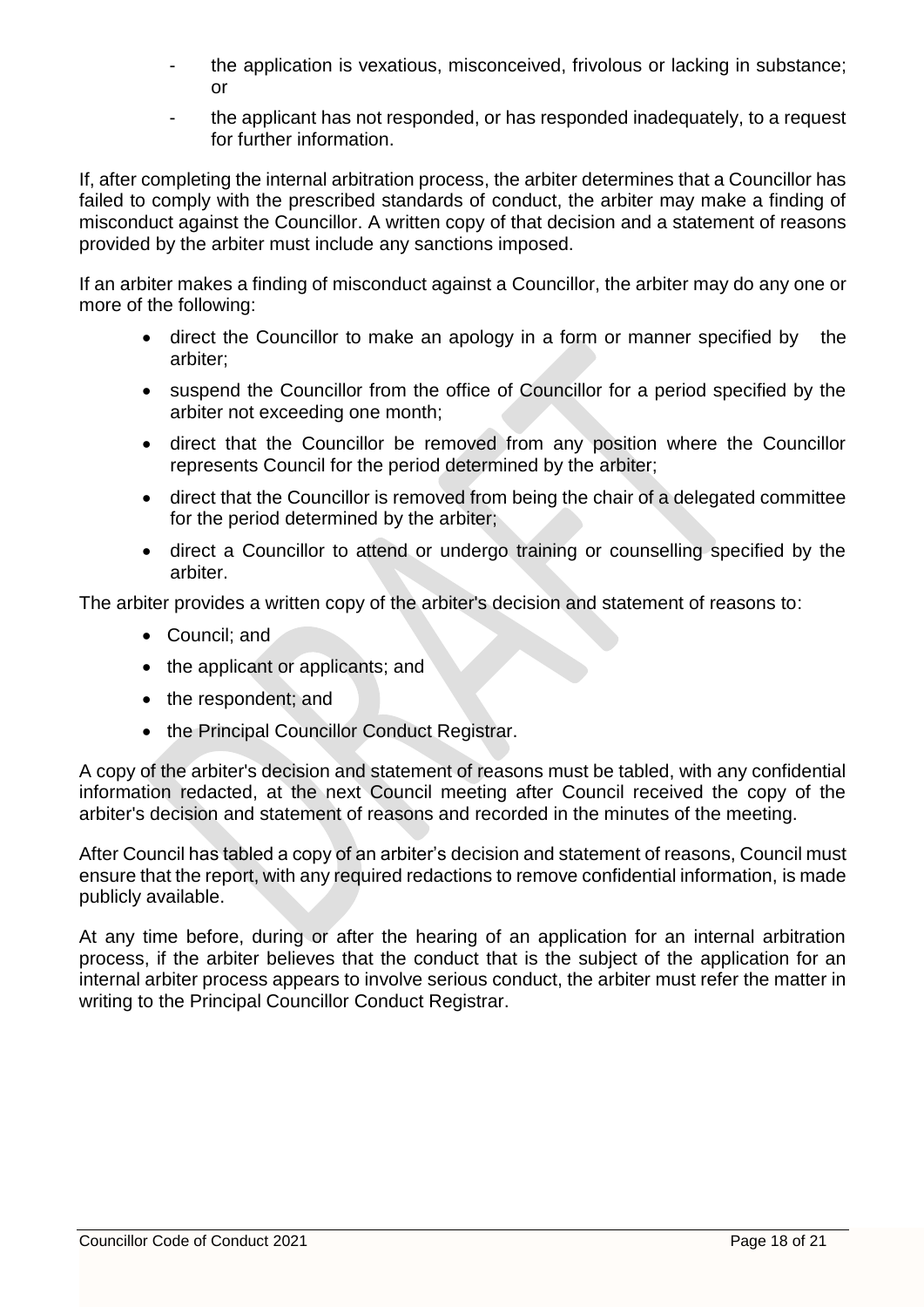- the application is vexatious, misconceived, frivolous or lacking in substance; or
- the applicant has not responded, or has responded inadequately, to a request for further information.

If, after completing the internal arbitration process, the arbiter determines that a Councillor has failed to comply with the prescribed standards of conduct, the arbiter may make a finding of misconduct against the Councillor. A written copy of that decision and a statement of reasons provided by the arbiter must include any sanctions imposed.

If an arbiter makes a finding of misconduct against a Councillor, the arbiter may do any one or more of the following:

- direct the Councillor to make an apology in a form or manner specified by the arbiter;
- suspend the Councillor from the office of Councillor for a period specified by the arbiter not exceeding one month;
- direct that the Councillor be removed from any position where the Councillor represents Council for the period determined by the arbiter;
- direct that the Councillor is removed from being the chair of a delegated committee for the period determined by the arbiter;
- direct a Councillor to attend or undergo training or counselling specified by the arbiter.

The arbiter provides a written copy of the arbiter's decision and statement of reasons to:

- Council; and
- the applicant or applicants; and
- the respondent; and
- the Principal Councillor Conduct Registrar.

A copy of the arbiter's decision and statement of reasons must be tabled, with any confidential information redacted, at the next Council meeting after Council received the copy of the arbiter's decision and statement of reasons and recorded in the minutes of the meeting.

After Council has tabled a copy of an arbiter's decision and statement of reasons, Council must ensure that the report, with any required redactions to remove confidential information, is made publicly available.

At any time before, during or after the hearing of an application for an internal arbitration process, if the arbiter believes that the conduct that is the subject of the application for an internal arbiter process appears to involve serious conduct, the arbiter must refer the matter in writing to the Principal Councillor Conduct Registrar.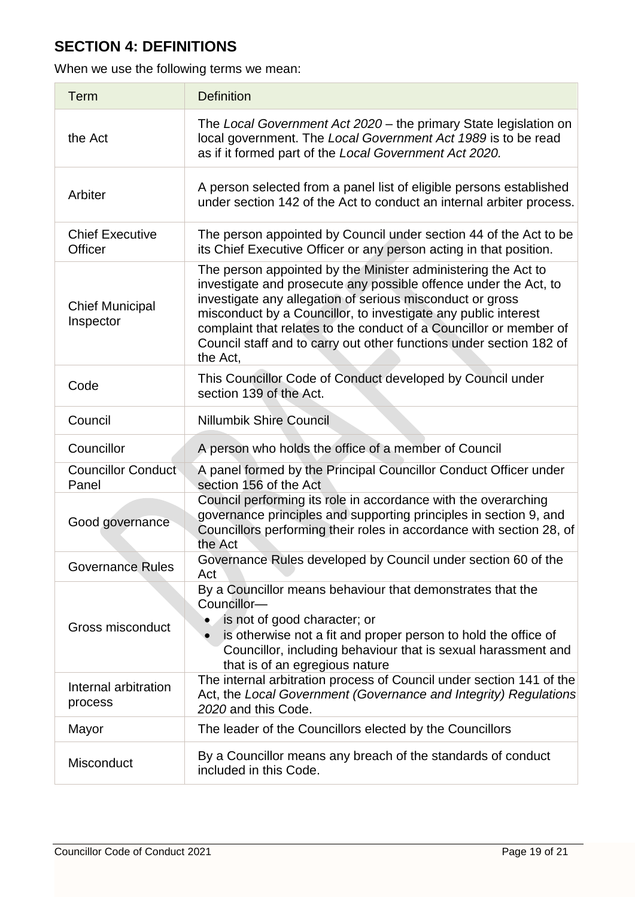## SECTION 4: DEFINITIONS

When we use the following terms we mean:

| Term | Definition |
|---|---|
| the Act | The *Local Government Act 2020* – the primary State legislation on local government. The *Local Government Act 1989* is to be read as if it formed part of the *Local Government Act 2020.* |
| Arbiter | A person selected from a panel list of eligible persons established under section 142 of the Act to conduct an internal arbiter process. |
| Chief Executive Officer | The person appointed by Council under section 44 of the Act to be its Chief Executive Officer or any person acting in that position. |
| Chief Municipal Inspector | The person appointed by the Minister administering the Act to investigate and prosecute any possible offence under the Act, to investigate any allegation of serious misconduct or gross misconduct by a Councillor, to investigate any public interest complaint that relates to the conduct of a Councillor or member of Council staff and to carry out other functions under section 182 of the Act, |
| Code | This Councillor Code of Conduct developed by Council under section 139 of the Act. |
| Council | Nillumbik Shire Council |
| Councillor | A person who holds the office of a member of Council |
| Councillor Conduct Panel | A panel formed by the Principal Councillor Conduct Officer under section 156 of the Act |
| Good governance | Council performing its role in accordance with the overarching governance principles and supporting principles in section 9, and Councillors performing their roles in accordance with section 28, of the Act |
| Governance Rules | Governance Rules developed by Council under section 60 of the Act |
| Gross misconduct | By a Councillor means behaviour that demonstrates that the Councillor—<br>• is not of good character; or<br>• is otherwise not a fit and proper person to hold the office of Councillor, including behaviour that is sexual harassment and that is of an egregious nature |
| Internal arbitration process | The internal arbitration process of Council under section 141 of the Act, the *Local Government (Governance and Integrity) Regulations 2020* and this Code. |
| Mayor | The leader of the Councillors elected by the Councillors |
| Misconduct | By a Councillor means any breach of the standards of conduct included in this Code. |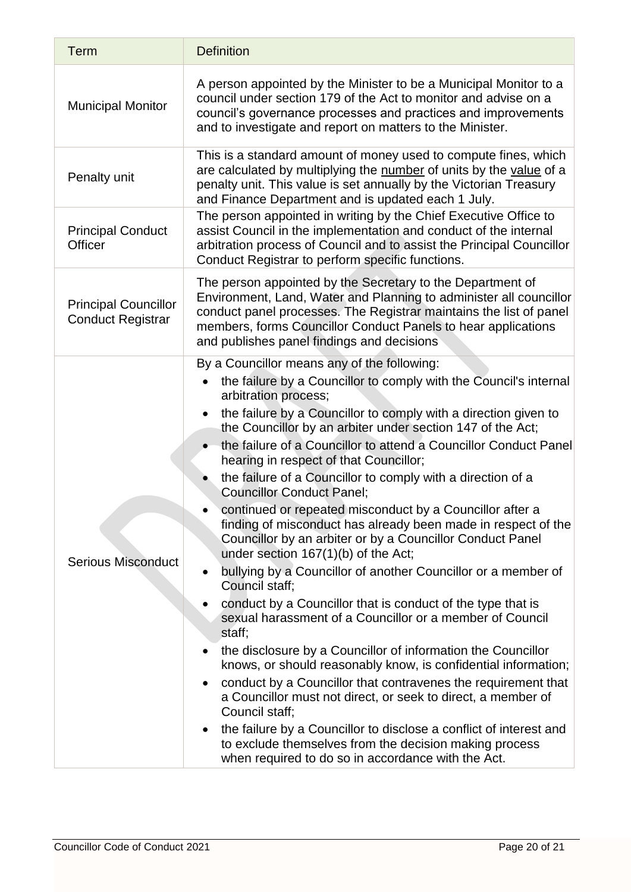| Term | Definition |
| --- | --- |
| Municipal Monitor | A person appointed by the Minister to be a Municipal Monitor to a council under section 179 of the Act to monitor and advise on a council's governance processes and practices and improvements and to investigate and report on matters to the Minister. |
| Penalty unit | This is a standard amount of money used to compute fines, which are calculated by multiplying the number of units by the value of a penalty unit. This value is set annually by the Victorian Treasury and Finance Department and is updated each 1 July. |
| Principal Conduct Officer | The person appointed in writing by the Chief Executive Office to assist Council in the implementation and conduct of the internal arbitration process of Council and to assist the Principal Councillor Conduct Registrar to perform specific functions. |
| Principal Councillor Conduct Registrar | The person appointed by the Secretary to the Department of Environment, Land, Water and Planning to administer all councillor conduct panel processes. The Registrar maintains the list of panel members, forms Councillor Conduct Panels to hear applications and publishes panel findings and decisions |
| Serious Misconduct | By a Councillor means any of the following:<br>• the failure by a Councillor to comply with the Council's internal arbitration process;<br>• the failure by a Councillor to comply with a direction given to the Councillor by an arbiter under section 147 of the Act;<br>• the failure of a Councillor to attend a Councillor Conduct Panel hearing in respect of that Councillor;<br>• the failure of a Councillor to comply with a direction of a Councillor Conduct Panel;<br>• continued or repeated misconduct by a Councillor after a finding of misconduct has already been made in respect of the Councillor by an arbiter or by a Councillor Conduct Panel under section 167(1)(b) of the Act;<br>• bullying by a Councillor of another Councillor or a member of Council staff;<br>• conduct by a Councillor that is conduct of the type that is sexual harassment of a Councillor or a member of Council staff;<br>• the disclosure by a Councillor of information the Councillor knows, or should reasonably know, is confidential information;<br>• conduct by a Councillor that contravenes the requirement that a Councillor must not direct, or seek to direct, a member of Council staff;<br>• the failure by a Councillor to disclose a conflict of interest and to exclude themselves from the decision making process when required to do so in accordance with the Act. |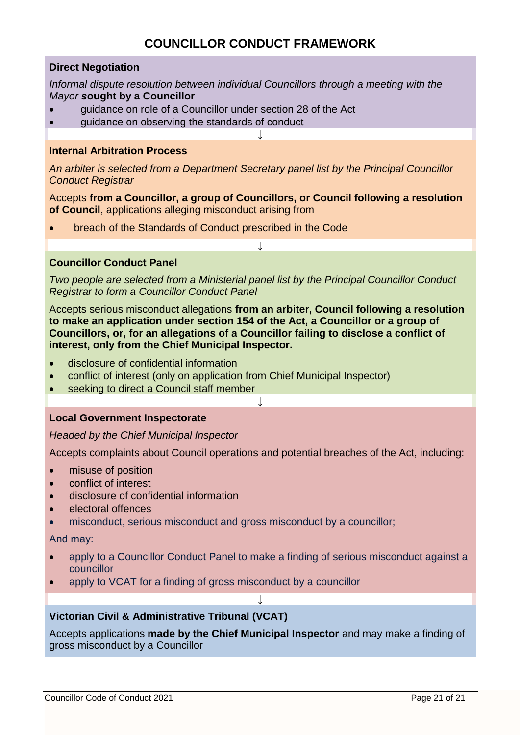# COUNCILLOR CONDUCT FRAMEWORK

### Direct Negotiation

*Informal dispute resolution between individual Councillors through a meeting with the Mayor* **sought by a Councillor**

- guidance on role of a Councillor under section 28 of the Act
- guidance on observing the standards of conduct

↓

### Internal Arbitration Process

*An arbiter is selected from a Department Secretary panel list by the Principal Councillor Conduct Registrar*

Accepts **from a Councillor, a group of Councillors, or Council following a resolution of Council**, applications alleging misconduct arising from

- breach of the Standards of Conduct prescribed in the Code

↓

### Councillor Conduct Panel

*Two people are selected from a Ministerial panel list by the Principal Councillor Conduct Registrar to form a Councillor Conduct Panel*

Accepts serious misconduct allegations **from an arbiter, Council following a resolution to make an application under section 154 of the Act, a Councillor or a group of Councillors, or, for an allegations of a Councillor failing to disclose a conflict of interest, only from the Chief Municipal Inspector.**

- disclosure of confidential information
- conflict of interest (only on application from Chief Municipal Inspector)
- seeking to direct a Council staff member

↓

### Local Government Inspectorate

*Headed by the Chief Municipal Inspector*

Accepts complaints about Council operations and potential breaches of the Act, including:

- misuse of position
- conflict of interest
- disclosure of confidential information
- electoral offences
- misconduct, serious misconduct and gross misconduct by a councillor;

And may:

- apply to a Councillor Conduct Panel to make a finding of serious misconduct against a councillor
- apply to VCAT for a finding of gross misconduct by a councillor

↓

### Victorian Civil & Administrative Tribunal (VCAT)

Accepts applications **made by the Chief Municipal Inspector** and may make a finding of gross misconduct by a Councillor